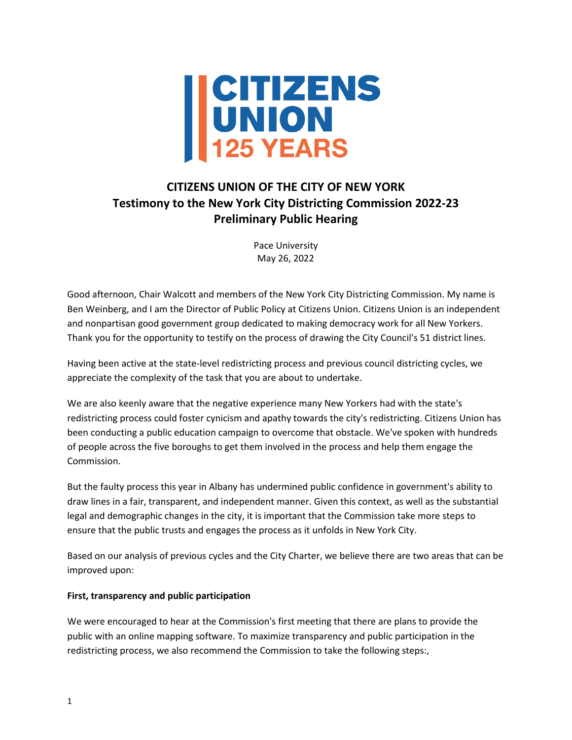CITIZENS UNION 125 YEARS

# CITIZENS UNION OF THE CITY OF NEW YORK
## Testimony to the New York City Districting Commission 2022-23
## Preliminary Public Hearing

Pace University
May 26, 2022

Good afternoon, Chair Walcott and members of the New York City Districting Commission. My name is Ben Weinberg, and I am the Director of Public Policy at Citizens Union. Citizens Union is an independent and nonpartisan good government group dedicated to making democracy work for all New Yorkers. Thank you for the opportunity to testify on the process of drawing the City Council's 51 district lines.

Having been active at the state-level redistricting process and previous council districting cycles, we appreciate the complexity of the task that you are about to undertake.

We are also keenly aware that the negative experience many New Yorkers had with the state's redistricting process could foster cynicism and apathy towards the city's redistricting. Citizens Union has been conducting a public education campaign to overcome that obstacle. We've spoken with hundreds of people across the five boroughs to get them involved in the process and help them engage the Commission.

But the faulty process this year in Albany has undermined public confidence in government's ability to draw lines in a fair, transparent, and independent manner. Given this context, as well as the substantial legal and demographic changes in the city, it is important that the Commission take more steps to ensure that the public trusts and engages the process as it unfolds in New York City.

Based on our analysis of previous cycles and the City Charter, we believe there are two areas that can be improved upon:

**First, transparency and public participation**

We were encouraged to hear at the Commission's first meeting that there are plans to provide the public with an online mapping software. To maximize transparency and public participation in the redistricting process, we also recommend the Commission to take the following steps:,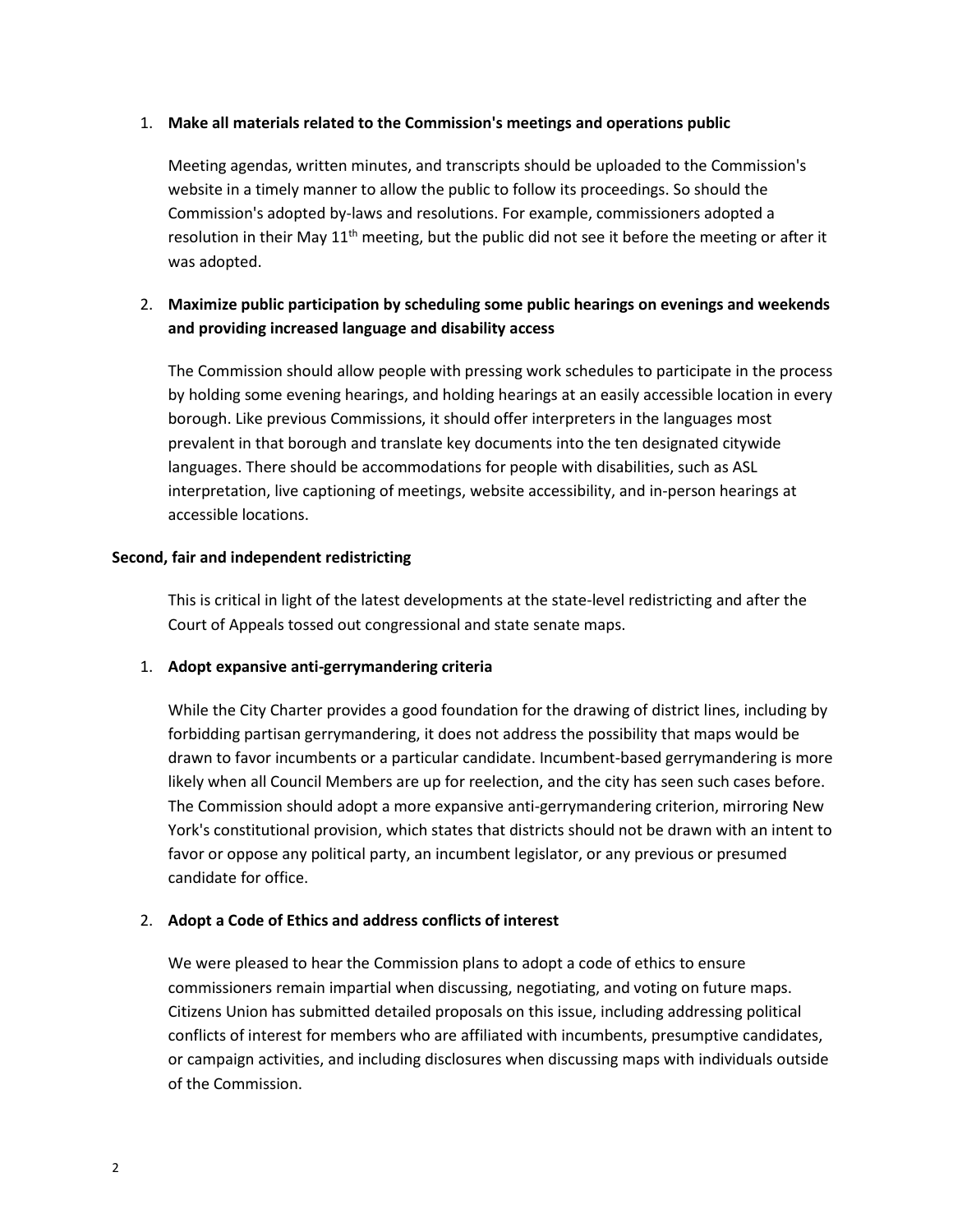1. **Make all materials related to the Commission's meetings and operations public**

   Meeting agendas, written minutes, and transcripts should be uploaded to the Commission's website in a timely manner to allow the public to follow its proceedings. So should the Commission's adopted by-laws and resolutions. For example, commissioners adopted a resolution in their May 11th meeting, but the public did not see it before the meeting or after it was adopted.

2. **Maximize public participation by scheduling some public hearings on evenings and weekends and providing increased language and disability access**

   The Commission should allow people with pressing work schedules to participate in the process by holding some evening hearings, and holding hearings at an easily accessible location in every borough. Like previous Commissions, it should offer interpreters in the languages most prevalent in that borough and translate key documents into the ten designated citywide languages. There should be accommodations for people with disabilities, such as ASL interpretation, live captioning of meetings, website accessibility, and in-person hearings at accessible locations.

**Second, fair and independent redistricting**

This is critical in light of the latest developments at the state-level redistricting and after the Court of Appeals tossed out congressional and state senate maps.

1. **Adopt expansive anti-gerrymandering criteria**

   While the City Charter provides a good foundation for the drawing of district lines, including by forbidding partisan gerrymandering, it does not address the possibility that maps would be drawn to favor incumbents or a particular candidate. Incumbent-based gerrymandering is more likely when all Council Members are up for reelection, and the city has seen such cases before. The Commission should adopt a more expansive anti-gerrymandering criterion, mirroring New York's constitutional provision, which states that districts should not be drawn with an intent to favor or oppose any political party, an incumbent legislator, or any previous or presumed candidate for office.

2. **Adopt a Code of Ethics and address conflicts of interest**

   We were pleased to hear the Commission plans to adopt a code of ethics to ensure commissioners remain impartial when discussing, negotiating, and voting on future maps. Citizens Union has submitted detailed proposals on this issue, including addressing political conflicts of interest for members who are affiliated with incumbents, presumptive candidates, or campaign activities, and including disclosures when discussing maps with individuals outside of the Commission.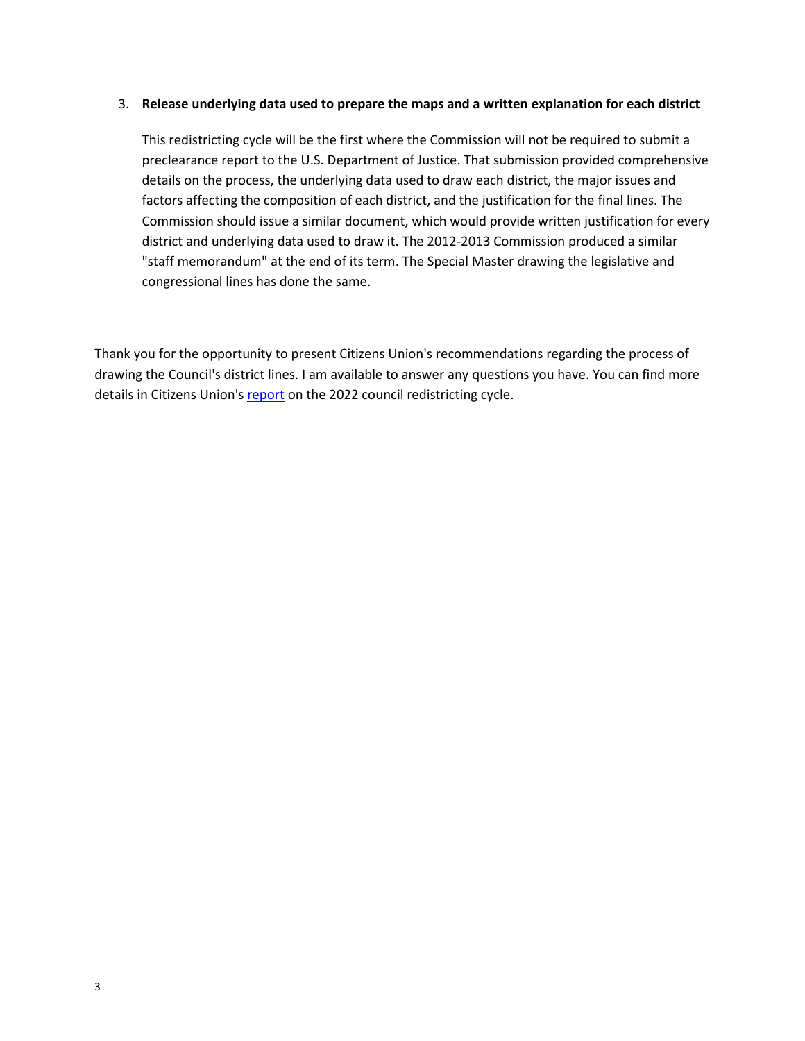3. **Release underlying data used to prepare the maps and a written explanation for each district**

   This redistricting cycle will be the first where the Commission will not be required to submit a preclearance report to the U.S. Department of Justice. That submission provided comprehensive details on the process, the underlying data used to draw each district, the major issues and factors affecting the composition of each district, and the justification for the final lines. The Commission should issue a similar document, which would provide written justification for every district and underlying data used to draw it. The 2012-2013 Commission produced a similar "staff memorandum" at the end of its term. The Special Master drawing the legislative and congressional lines has done the same.

Thank you for the opportunity to present Citizens Union's recommendations regarding the process of drawing the Council's district lines. I am available to answer any questions you have. You can find more details in Citizens Union's report on the 2022 council redistricting cycle.